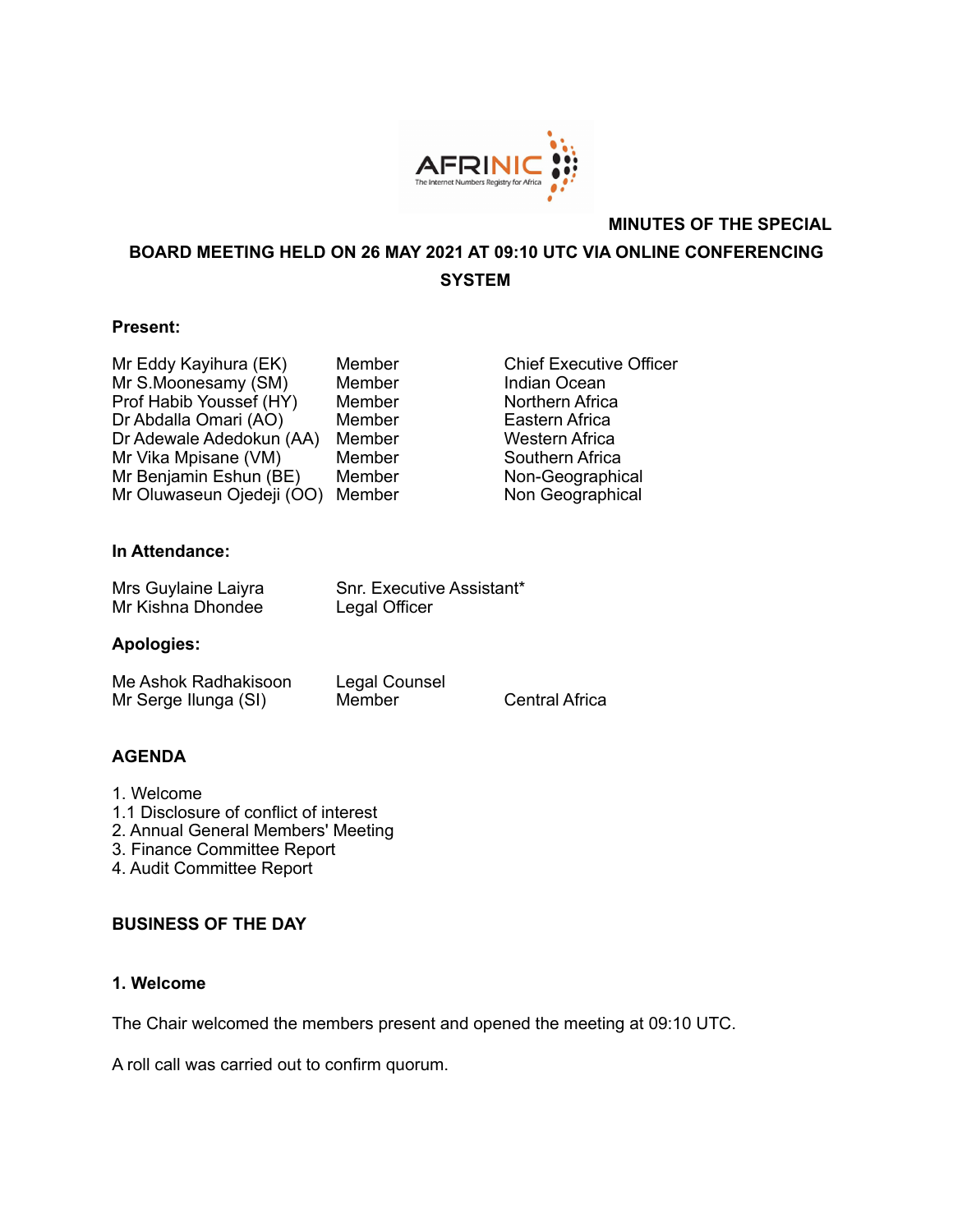# MINUTES OF THE SPECIAL BOARD MEETING HELD ON 26 MAY 2021 AT 09:10 UTC VIA ONLINE CONFERENCING SYSTEM

**Present:**

| | | |
|---|---|---|
| Mr Eddy Kayihura (EK) | Member | Chief Executive Officer |
| Mr S.Moonesamy (SM) | Member | Indian Ocean |
| Prof Habib Youssef (HY) | Member | Northern Africa |
| Dr Abdalla Omari (AO) | Member | Eastern Africa |
| Dr Adewale Adedokun (AA) | Member | Western Africa |
| Mr Vika Mpisane (VM) | Member | Southern Africa |
| Mr Benjamin Eshun (BE) | Member | Non-Geographical |
| Mr Oluwaseun Ojedeji (OO) | Member | Non Geographical |

**In Attendance:**

| | |
|---|---|
| Mrs Guylaine Laiyra | Snr. Executive Assistant* |
| Mr Kishna Dhondee | Legal Officer |

**Apologies:**

| | | |
|---|---|---|
| Me Ashok Radhakisoon | Legal Counsel | |
| Mr Serge Ilunga (SI) | Member | Central Africa |

## AGENDA

1. Welcome
1.1 Disclosure of conflict of interest
2. Annual General Members' Meeting
3. Finance Committee Report
4. Audit Committee Report

## BUSINESS OF THE DAY

### 1. Welcome

The Chair welcomed the members present and opened the meeting at 09:10 UTC.

A roll call was carried out to confirm quorum.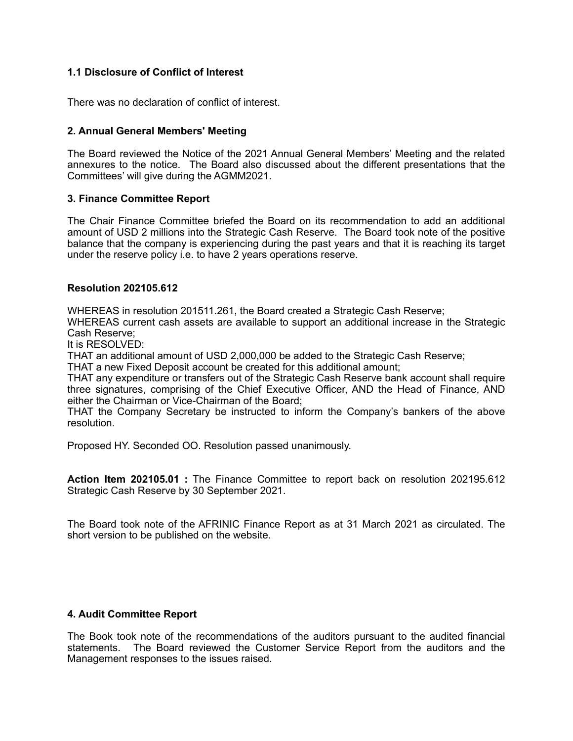### 1.1 Disclosure of Conflict of Interest

There was no declaration of conflict of interest.

### 2. Annual General Members' Meeting

The Board reviewed the Notice of the 2021 Annual General Members' Meeting and the related annexures to the notice. The Board also discussed about the different presentations that the Committees' will give during the AGMM2021.

### 3. Finance Committee Report

The Chair Finance Committee briefed the Board on its recommendation to add an additional amount of USD 2 millions into the Strategic Cash Reserve. The Board took note of the positive balance that the company is experiencing during the past years and that it is reaching its target under the reserve policy i.e. to have 2 years operations reserve.

**Resolution 202105.612**

WHEREAS in resolution 201511.261, the Board created a Strategic Cash Reserve;
WHEREAS current cash assets are available to support an additional increase in the Strategic Cash Reserve;
It is RESOLVED:
THAT an additional amount of USD 2,000,000 be added to the Strategic Cash Reserve;
THAT a new Fixed Deposit account be created for this additional amount;
THAT any expenditure or transfers out of the Strategic Cash Reserve bank account shall require three signatures, comprising of the Chief Executive Officer, AND the Head of Finance, AND either the Chairman or Vice-Chairman of the Board;
THAT the Company Secretary be instructed to inform the Company's bankers of the above resolution.

Proposed HY. Seconded OO. Resolution passed unanimously.

**Action Item 202105.01 :** The Finance Committee to report back on resolution 202195.612 Strategic Cash Reserve by 30 September 2021.

The Board took note of the AFRINIC Finance Report as at 31 March 2021 as circulated. The short version to be published on the website.

### 4. Audit Committee Report

The Book took note of the recommendations of the auditors pursuant to the audited financial statements. The Board reviewed the Customer Service Report from the auditors and the Management responses to the issues raised.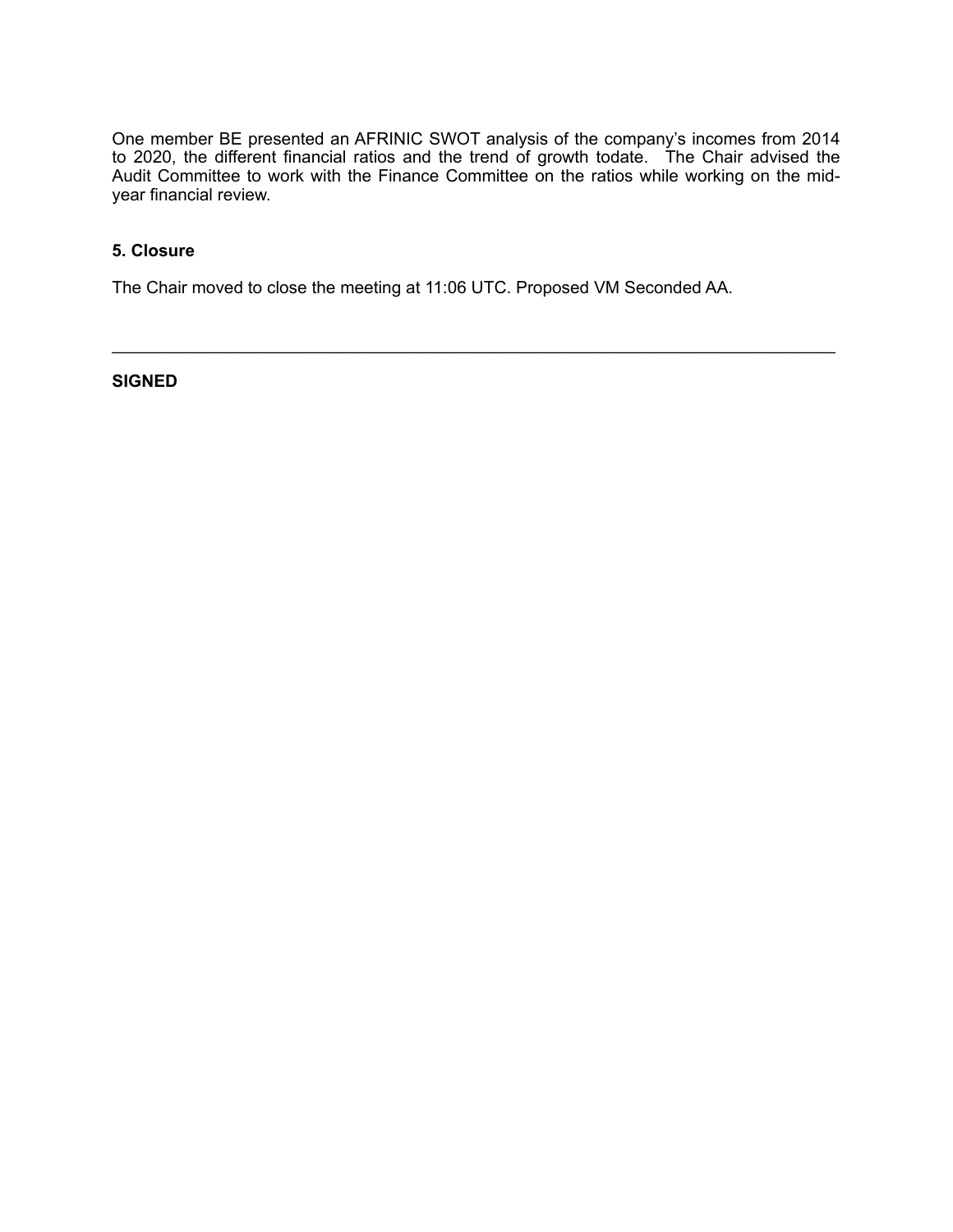One member BE presented an AFRINIC SWOT analysis of the company's incomes from 2014 to 2020, the different financial ratios and the trend of growth todate. The Chair advised the Audit Committee to work with the Finance Committee on the ratios while working on the mid-year financial review.

### 5. Closure

The Chair moved to close the meeting at 11:06 UTC. Proposed VM Seconded AA.

---

**SIGNED**